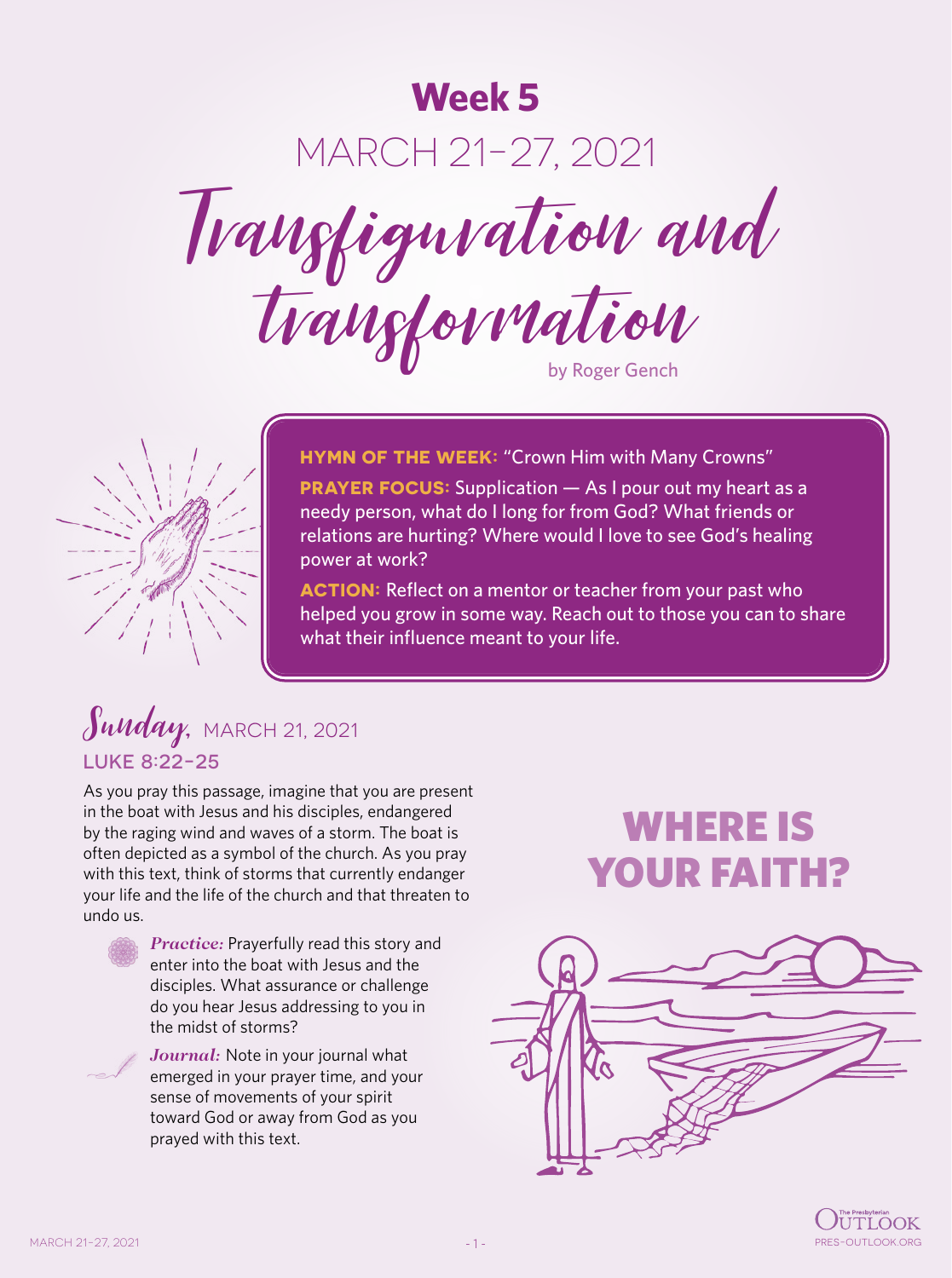# Week 5

## MARCH 21–27, 2021

# Transfiguration and transformation

by Roger Gench

**HYMN OF THE WEEK:** "Crown Him with Many Crowns"

**PRAYER FOCUS:** Supplication — As I pour out my heart as a needy person, what do I long for from God? What friends or relations are hurting? Where would I love to see God's healing power at work?

**ACTION:** Reflect on a mentor or teacher from your past who helped you grow in some way. Reach out to those you can to share what their influence meant to your life.

## Sunday, MARCH 21, 2021

### LUKE 8:22–25

As you pray this passage, imagine that you are present in the boat with Jesus and his disciples, endangered by the raging wind and waves of a storm. The boat is often depicted as a symbol of the church. As you pray with this text, think of storms that currently endanger your life and the life of the church and that threaten to undo us.

***Practice:*** Prayerfully read this story and enter into the boat with Jesus and the disciples. What assurance or challenge do you hear Jesus addressing to you in the midst of storms?

***Journal:*** Note in your journal what emerged in your prayer time, and your sense of movements of your spirit toward God or away from God as you prayed with this text.

## WHERE IS YOUR FAITH?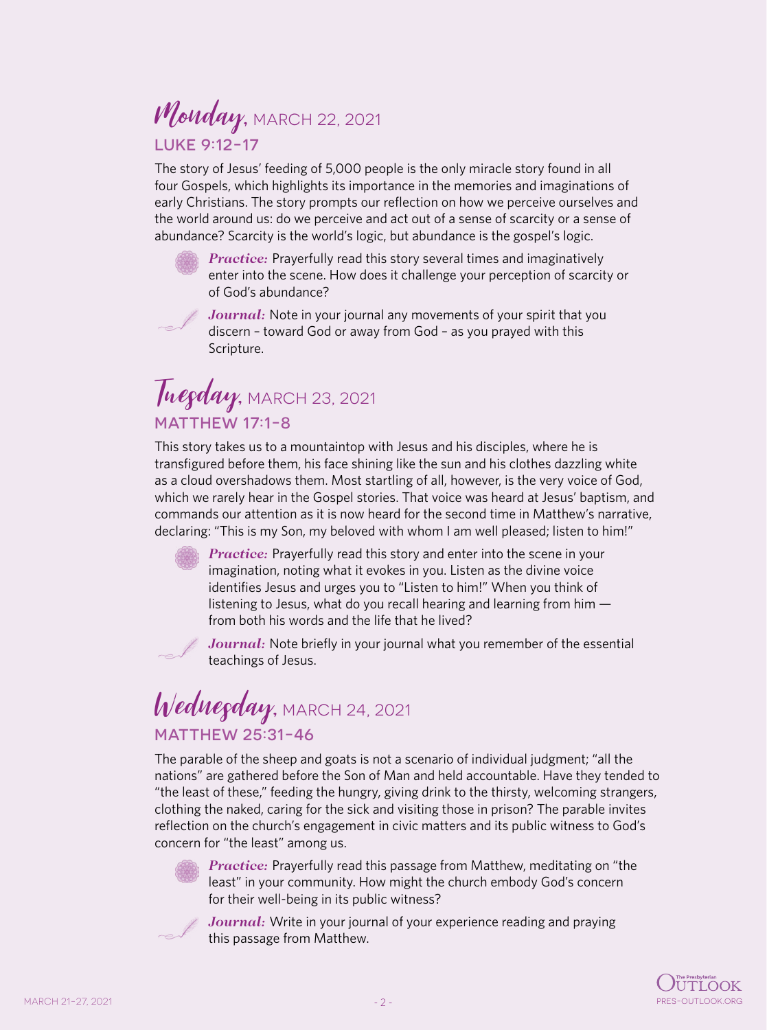## *Monday,* MARCH 22, 2021

### LUKE 9:12–17

The story of Jesus' feeding of 5,000 people is the only miracle story found in all four Gospels, which highlights its importance in the memories and imaginations of early Christians. The story prompts our reflection on how we perceive ourselves and the world around us: do we perceive and act out of a sense of scarcity or a sense of abundance? Scarcity is the world's logic, but abundance is the gospel's logic.

***Practice:*** Prayerfully read this story several times and imaginatively enter into the scene. How does it challenge your perception of scarcity or of God's abundance?

***Journal:*** Note in your journal any movements of your spirit that you discern – toward God or away from God – as you prayed with this Scripture.

## *Tuesday,* MARCH 23, 2021

### MATTHEW 17:1–8

This story takes us to a mountaintop with Jesus and his disciples, where he is transfigured before them, his face shining like the sun and his clothes dazzling white as a cloud overshadows them. Most startling of all, however, is the very voice of God, which we rarely hear in the Gospel stories. That voice was heard at Jesus' baptism, and commands our attention as it is now heard for the second time in Matthew's narrative, declaring: "This is my Son, my beloved with whom I am well pleased; listen to him!"

***Practice:*** Prayerfully read this story and enter into the scene in your imagination, noting what it evokes in you. Listen as the divine voice identifies Jesus and urges you to "Listen to him!" When you think of listening to Jesus, what do you recall hearing and learning from him — from both his words and the life that he lived?

***Journal:*** Note briefly in your journal what you remember of the essential teachings of Jesus.

## *Wednesday,* MARCH 24, 2021

### MATTHEW 25:31–46

The parable of the sheep and goats is not a scenario of individual judgment; "all the nations" are gathered before the Son of Man and held accountable. Have they tended to "the least of these," feeding the hungry, giving drink to the thirsty, welcoming strangers, clothing the naked, caring for the sick and visiting those in prison? The parable invites reflection on the church's engagement in civic matters and its public witness to God's concern for "the least" among us.

***Practice:*** Prayerfully read this passage from Matthew, meditating on "the least" in your community. How might the church embody God's concern for their well-being in its public witness?

***Journal:*** Write in your journal of your experience reading and praying this passage from Matthew.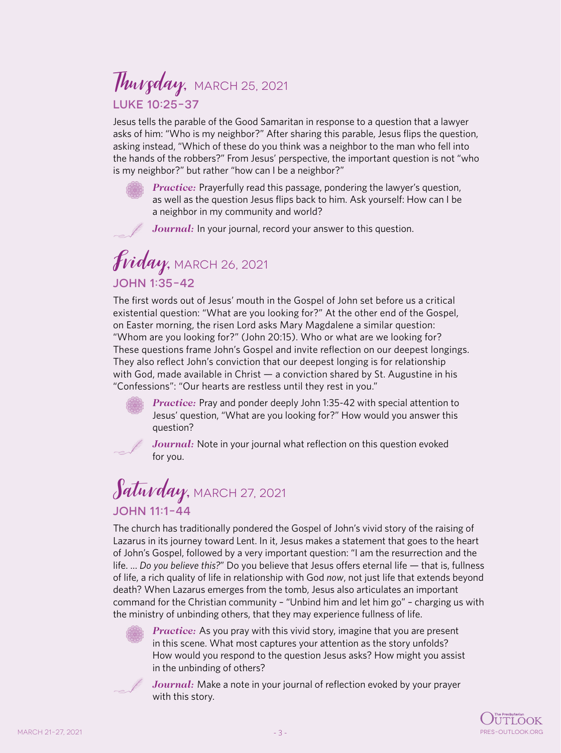## Thursday, MARCH 25, 2021

### LUKE 10:25-37

Jesus tells the parable of the Good Samaritan in response to a question that a lawyer asks of him: "Who is my neighbor?" After sharing this parable, Jesus flips the question, asking instead, "Which of these do you think was a neighbor to the man who fell into the hands of the robbers?" From Jesus' perspective, the important question is not "who is my neighbor?" but rather "how can I be a neighbor?"

***Practice:*** Prayerfully read this passage, pondering the lawyer's question, as well as the question Jesus flips back to him. Ask yourself: How can I be a neighbor in my community and world?

***Journal:*** In your journal, record your answer to this question.

## Friday, MARCH 26, 2021

### JOHN 1:35-42

The first words out of Jesus' mouth in the Gospel of John set before us a critical existential question: "What are you looking for?" At the other end of the Gospel, on Easter morning, the risen Lord asks Mary Magdalene a similar question: "Whom are you looking for?" (John 20:15). Who or what are we looking for? These questions frame John's Gospel and invite reflection on our deepest longings. They also reflect John's conviction that our deepest longing is for relationship with God, made available in Christ — a conviction shared by St. Augustine in his "Confessions": "Our hearts are restless until they rest in you."

***Practice:*** Pray and ponder deeply John 1:35-42 with special attention to Jesus' question, "What are you looking for?" How would you answer this question?

***Journal:*** Note in your journal what reflection on this question evoked for you.

## Saturday, MARCH 27, 2021

### JOHN 11:1-44

The church has traditionally pondered the Gospel of John's vivid story of the raising of Lazarus in its journey toward Lent. In it, Jesus makes a statement that goes to the heart of John's Gospel, followed by a very important question: "I am the resurrection and the life. … *Do you believe this?*" Do you believe that Jesus offers eternal life — that is, fullness of life, a rich quality of life in relationship with God *now*, not just life that extends beyond death? When Lazarus emerges from the tomb, Jesus also articulates an important command for the Christian community – "Unbind him and let him go" – charging us with the ministry of unbinding others, that they may experience fullness of life.

***Practice:*** As you pray with this vivid story, imagine that you are present in this scene. What most captures your attention as the story unfolds? How would you respond to the question Jesus asks? How might you assist in the unbinding of others?

***Journal:*** Make a note in your journal of reflection evoked by your prayer with this story.